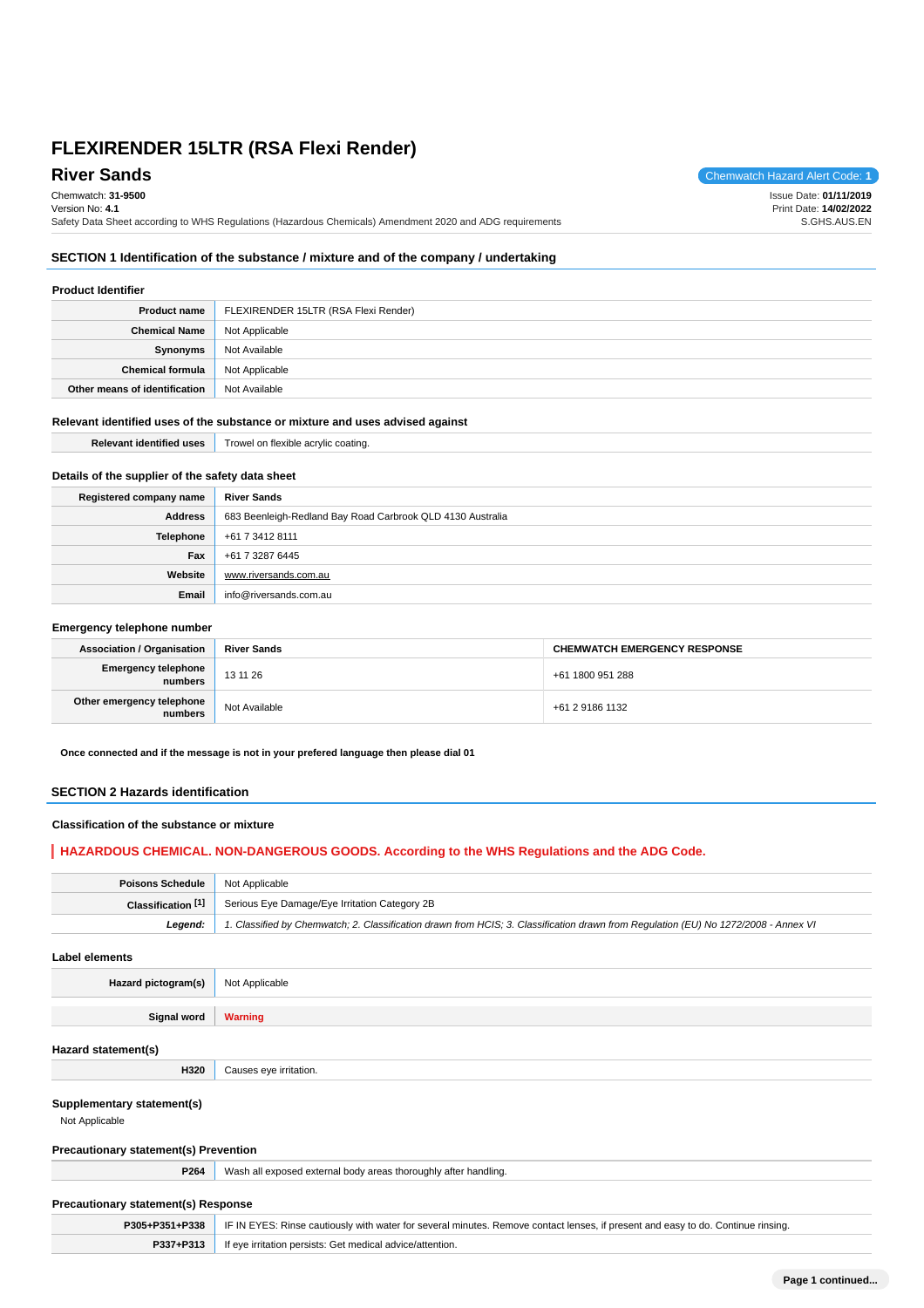# FLEXIRENDER 15LTR (RSA Flexi Render)

## River Sands

Chemwatch Hazard Alert Code: **1**

Chemwatch: **31-9500**
Version No: **4.1**
Safety Data Sheet according to WHS Regulations (Hazardous Chemicals) Amendment 2020 and ADG requirements

Issue Date: **01/11/2019**
Print Date: **14/02/2022**
S.GHS.AUS.EN

## SECTION 1 Identification of the substance / mixture and of the company / undertaking

### Product Identifier

| | |
|---|---|
| **Product name** | FLEXIRENDER 15LTR (RSA Flexi Render) |
| **Chemical Name** | Not Applicable |
| **Synonyms** | Not Available |
| **Chemical formula** | Not Applicable |
| **Other means of identification** | Not Available |

### Relevant identified uses of the substance or mixture and uses advised against

| | |
|---|---|
| **Relevant identified uses** | Trowel on flexible acrylic coating. |

### Details of the supplier of the safety data sheet

| | |
|---|---|
| **Registered company name** | **River Sands** |
| **Address** | 683 Beenleigh-Redland Bay Road Carbrook QLD 4130 Australia |
| **Telephone** | +61 7 3412 8111 |
| **Fax** | +61 7 3287 6445 |
| **Website** | www.riversands.com.au |
| **Email** | info@riversands.com.au |

### Emergency telephone number

| **Association / Organisation** | **River Sands** | **CHEMWATCH EMERGENCY RESPONSE** |
|---|---|---|
| **Emergency telephone numbers** | 13 11 26 | +61 1800 951 288 |
| **Other emergency telephone numbers** | Not Available | +61 2 9186 1132 |

**Once connected and if the message is not in your prefered language then please dial 01**

## SECTION 2 Hazards identification

### Classification of the substance or mixture

**HAZARDOUS CHEMICAL. NON-DANGEROUS GOODS. According to the WHS Regulations and the ADG Code.**

| | |
|---|---|
| **Poisons Schedule** | Not Applicable |
| **Classification [1]** | Serious Eye Damage/Eye Irritation Category 2B |
| ***Legend:*** | *1. Classified by Chemwatch; 2. Classification drawn from HCIS; 3. Classification drawn from Regulation (EU) No 1272/2008 - Annex VI* |

### Label elements

| | |
|---|---|
| **Hazard pictogram(s)** | Not Applicable |
| **Signal word** | **Warning** |

### Hazard statement(s)

| | |
|---|---|
| **H320** | Causes eye irritation. |

### Supplementary statement(s)

Not Applicable

### Precautionary statement(s) Prevention

| | |
|---|---|
| **P264** | Wash all exposed external body areas thoroughly after handling. |

### Precautionary statement(s) Response

| | |
|---|---|
| **P305+P351+P338** | IF IN EYES: Rinse cautiously with water for several minutes. Remove contact lenses, if present and easy to do. Continue rinsing. |
| **P337+P313** | If eye irritation persists: Get medical advice/attention. |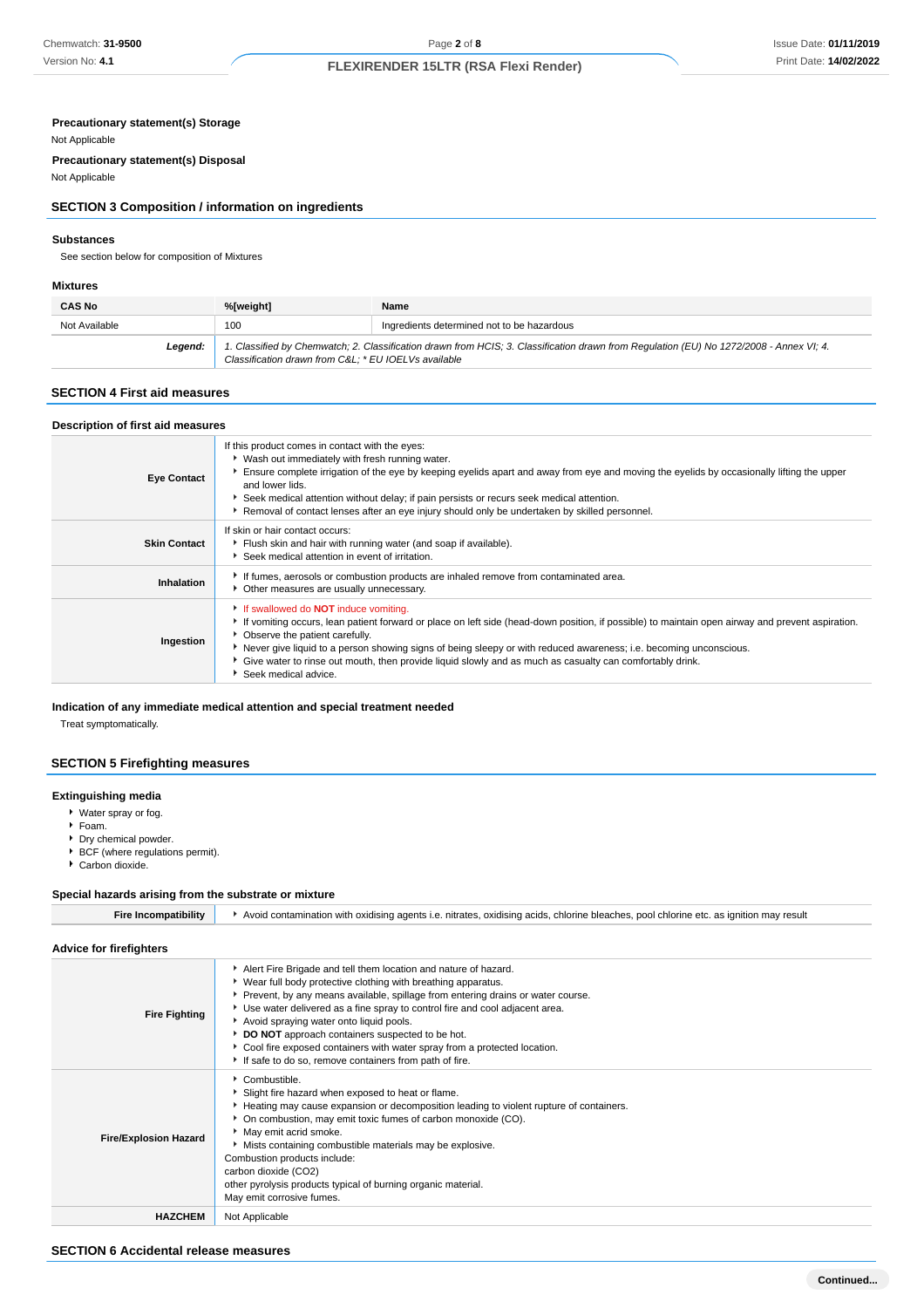**Precautionary statement(s) Storage**

Not Applicable

**Precautionary statement(s) Disposal**

Not Applicable

## SECTION 3 Composition / information on ingredients

### Substances

See section below for composition of Mixtures

### Mixtures

| CAS No | %[weight] | Name |
|---|---|---|
| Not Available | 100 | Ingredients determined not to be hazardous |
| ***Legend:*** | *1. Classified by Chemwatch; 2. Classification drawn from HCIS; 3. Classification drawn from Regulation (EU) No 1272/2008 - Annex VI; 4. Classification drawn from C&L; * EU IOELVs available* | |

## SECTION 4 First aid measures

### Description of first aid measures

| | |
|---|---|
| **Eye Contact** | If this product comes in contact with the eyes:<br>▸ Wash out immediately with fresh running water.<br>▸ Ensure complete irrigation of the eye by keeping eyelids apart and away from eye and moving the eyelids by occasionally lifting the upper and lower lids.<br>▸ Seek medical attention without delay; if pain persists or recurs seek medical attention.<br>▸ Removal of contact lenses after an eye injury should only be undertaken by skilled personnel. |
| **Skin Contact** | If skin or hair contact occurs:<br>▸ Flush skin and hair with running water (and soap if available).<br>▸ Seek medical attention in event of irritation. |
| **Inhalation** | ▸ If fumes, aerosols or combustion products are inhaled remove from contaminated area.<br>▸ Other measures are usually unnecessary. |
| **Ingestion** | ▸ If swallowed do **NOT** induce vomiting.<br>▸ If vomiting occurs, lean patient forward or place on left side (head-down position, if possible) to maintain open airway and prevent aspiration.<br>▸ Observe the patient carefully.<br>▸ Never give liquid to a person showing signs of being sleepy or with reduced awareness; i.e. becoming unconscious.<br>▸ Give water to rinse out mouth, then provide liquid slowly and as much as casualty can comfortably drink.<br>▸ Seek medical advice. |

### Indication of any immediate medical attention and special treatment needed

Treat symptomatically.

## SECTION 5 Firefighting measures

### Extinguishing media

- Water spray or fog.
- Foam.
- Dry chemical powder.
- BCF (where regulations permit).
- Carbon dioxide.

### Special hazards arising from the substrate or mixture

| | |
|---|---|
| **Fire Incompatibility** | ▸ Avoid contamination with oxidising agents i.e. nitrates, oxidising acids, chlorine bleaches, pool chlorine etc. as ignition may result |

### Advice for firefighters

| | |
|---|---|
| **Fire Fighting** | ▸ Alert Fire Brigade and tell them location and nature of hazard.<br>▸ Wear full body protective clothing with breathing apparatus.<br>▸ Prevent, by any means available, spillage from entering drains or water course.<br>▸ Use water delivered as a fine spray to control fire and cool adjacent area.<br>▸ Avoid spraying water onto liquid pools.<br>▸ **DO NOT** approach containers suspected to be hot.<br>▸ Cool fire exposed containers with water spray from a protected location.<br>▸ If safe to do so, remove containers from path of fire. |
| **Fire/Explosion Hazard** | ▸ Combustible.<br>▸ Slight fire hazard when exposed to heat or flame.<br>▸ Heating may cause expansion or decomposition leading to violent rupture of containers.<br>▸ On combustion, may emit toxic fumes of carbon monoxide (CO).<br>▸ May emit acrid smoke.<br>▸ Mists containing combustible materials may be explosive.<br>Combustion products include:<br>carbon dioxide ($CO_2$)<br>other pyrolysis products typical of burning organic material.<br>May emit corrosive fumes. |
| **HAZCHEM** | Not Applicable |

## SECTION 6 Accidental release measures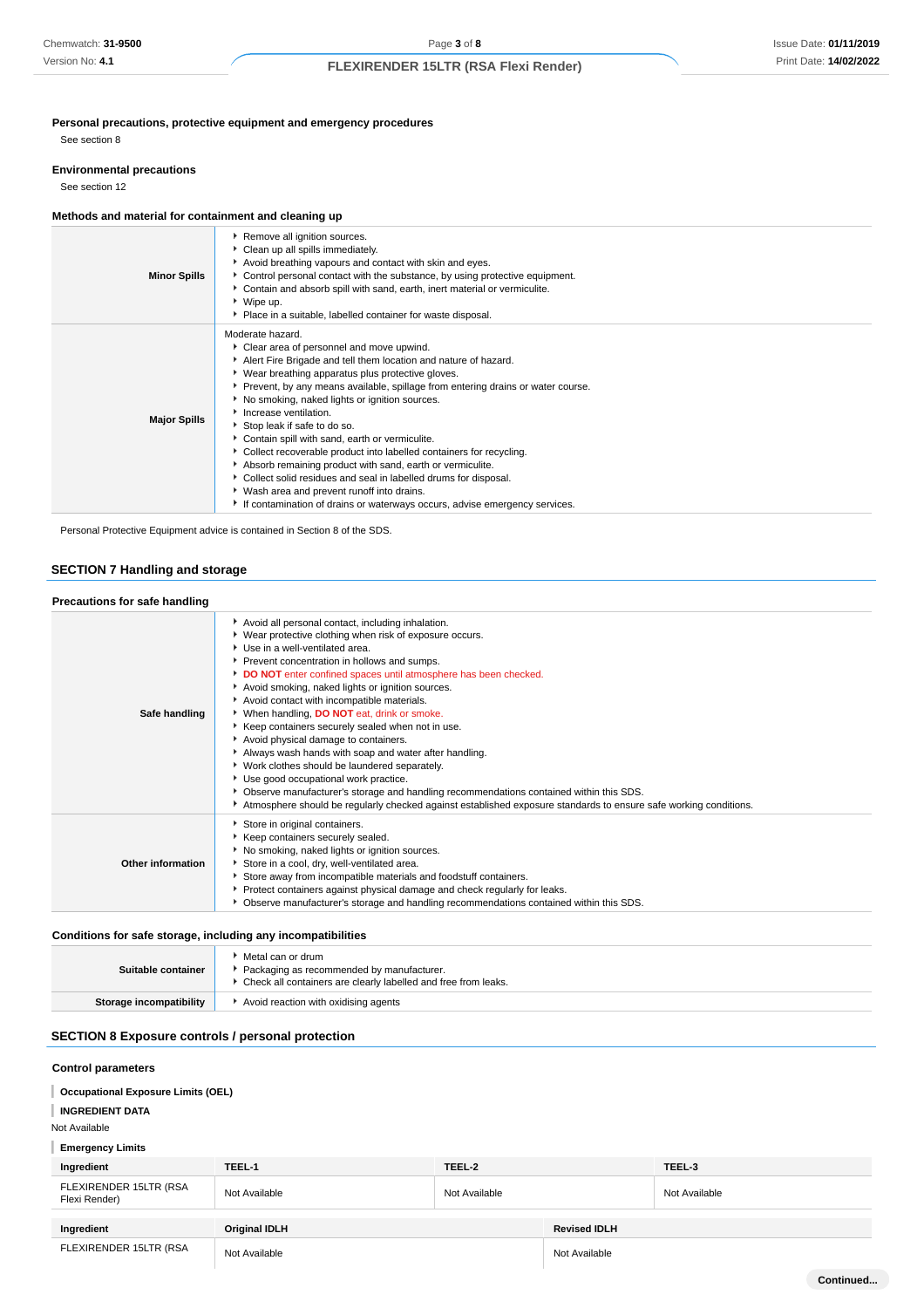### Personal precautions, protective equipment and emergency procedures

See section 8

### Environmental precautions

See section 12

### Methods and material for containment and cleaning up

| | |
|---|---|
| **Minor Spills** | Remove all ignition sources.<br>Clean up all spills immediately.<br>Avoid breathing vapours and contact with skin and eyes.<br>Control personal contact with the substance, by using protective equipment.<br>Contain and absorb spill with sand, earth, inert material or vermiculite.<br>Wipe up.<br>Place in a suitable, labelled container for waste disposal. |
| **Major Spills** | Moderate hazard.<br>Clear area of personnel and move upwind.<br>Alert Fire Brigade and tell them location and nature of hazard.<br>Wear breathing apparatus plus protective gloves.<br>Prevent, by any means available, spillage from entering drains or water course.<br>No smoking, naked lights or ignition sources.<br>Increase ventilation.<br>Stop leak if safe to do so.<br>Contain spill with sand, earth or vermiculite.<br>Collect recoverable product into labelled containers for recycling.<br>Absorb remaining product with sand, earth or vermiculite.<br>Collect solid residues and seal in labelled drums for disposal.<br>Wash area and prevent runoff into drains.<br>If contamination of drains or waterways occurs, advise emergency services. |

Personal Protective Equipment advice is contained in Section 8 of the SDS.

## SECTION 7 Handling and storage

### Precautions for safe handling

| | |
|---|---|
| **Safe handling** | Avoid all personal contact, including inhalation.<br>Wear protective clothing when risk of exposure occurs.<br>Use in a well-ventilated area.<br>Prevent concentration in hollows and sumps.<br>**DO NOT** enter confined spaces until atmosphere has been checked.<br>Avoid smoking, naked lights or ignition sources.<br>Avoid contact with incompatible materials.<br>When handling, **DO NOT** eat, drink or smoke.<br>Keep containers securely sealed when not in use.<br>Avoid physical damage to containers.<br>Always wash hands with soap and water after handling.<br>Work clothes should be laundered separately.<br>Use good occupational work practice.<br>Observe manufacturer's storage and handling recommendations contained within this SDS.<br>Atmosphere should be regularly checked against established exposure standards to ensure safe working conditions. |
| **Other information** | Store in original containers.<br>Keep containers securely sealed.<br>No smoking, naked lights or ignition sources.<br>Store in a cool, dry, well-ventilated area.<br>Store away from incompatible materials and foodstuff containers.<br>Protect containers against physical damage and check regularly for leaks.<br>Observe manufacturer's storage and handling recommendations contained within this SDS. |

### Conditions for safe storage, including any incompatibilities

| | |
|---|---|
| **Suitable container** | Metal can or drum<br>Packaging as recommended by manufacturer.<br>Check all containers are clearly labelled and free from leaks. |
| **Storage incompatibility** | Avoid reaction with oxidising agents |

## SECTION 8 Exposure controls / personal protection

### Control parameters

**Occupational Exposure Limits (OEL)**

**INGREDIENT DATA**

Not Available

**Emergency Limits**

| Ingredient | TEEL-1 | TEEL-2 | TEEL-3 |
|---|---|---|---|
| FLEXIRENDER 15LTR (RSA Flexi Render) | Not Available | Not Available | Not Available |

| Ingredient | Original IDLH | Revised IDLH |
|---|---|---|
| FLEXIRENDER 15LTR (RSA | Not Available | Not Available |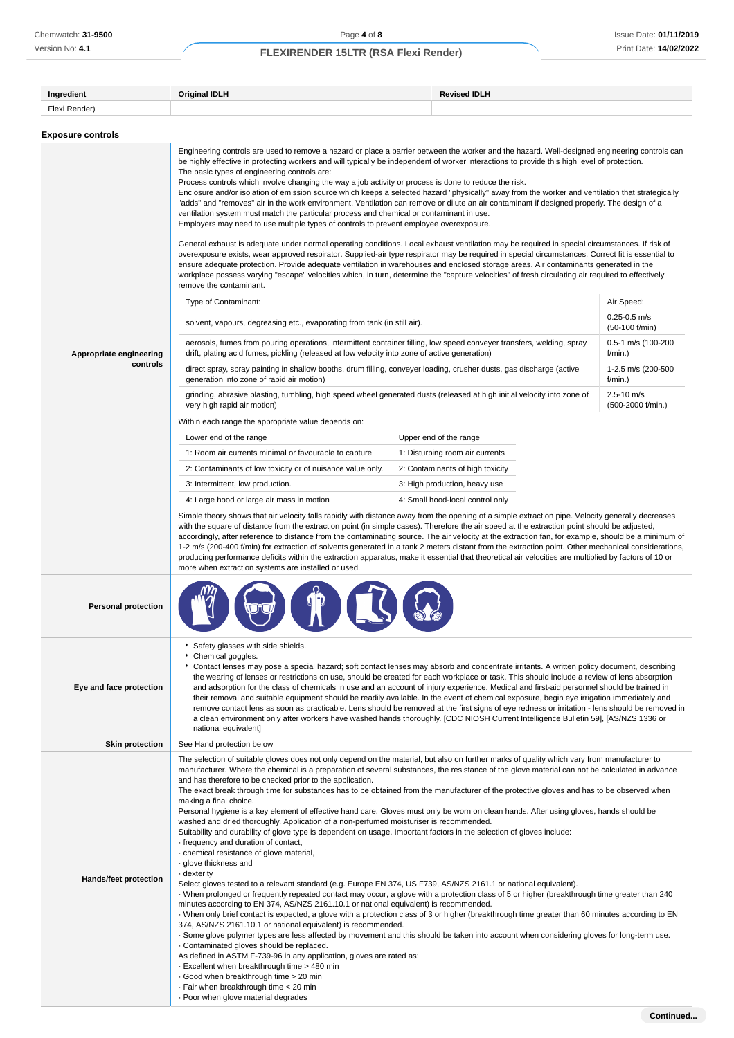| Ingredient | Original IDLH | Revised IDLH |
|---|---|---|
| Flexi Render) | | |

## Exposure controls

**Appropriate engineering controls**

Engineering controls are used to remove a hazard or place a barrier between the worker and the hazard. Well-designed engineering controls can be highly effective in protecting workers and will typically be independent of worker interactions to provide this high level of protection.
The basic types of engineering controls are:
Process controls which involve changing the way a job activity or process is done to reduce the risk.
Enclosure and/or isolation of emission source which keeps a selected hazard "physically" away from the worker and ventilation that strategically "adds" and "removes" air in the work environment. Ventilation can remove or dilute an air contaminant if designed properly. The design of a ventilation system must match the particular process and chemical or contaminant in use.
Employers may need to use multiple types of controls to prevent employee overexposure.

General exhaust is adequate under normal operating conditions. Local exhaust ventilation may be required in special circumstances. If risk of overexposure exists, wear approved respirator. Supplied-air type respirator may be required in special circumstances. Correct fit is essential to ensure adequate protection. Provide adequate ventilation in warehouses and enclosed storage areas. Air contaminants generated in the workplace possess varying "escape" velocities which, in turn, determine the "capture velocities" of fresh circulating air required to effectively remove the contaminant.

| Type of Contaminant: | Air Speed: |
|---|---|
| solvent, vapours, degreasing etc., evaporating from tank (in still air). | 0.25-0.5 m/s (50-100 f/min) |
| aerosols, fumes from pouring operations, intermittent container filling, low speed conveyer transfers, welding, spray drift, plating acid fumes, pickling (released at low velocity into zone of active generation) | 0.5-1 m/s (100-200 f/min.) |
| direct spray, spray painting in shallow booths, drum filling, conveyer loading, crusher dusts, gas discharge (active generation into zone of rapid air motion) | 1-2.5 m/s (200-500 f/min.) |
| grinding, abrasive blasting, tumbling, high speed wheel generated dusts (released at high initial velocity into zone of very high rapid air motion) | 2.5-10 m/s (500-2000 f/min.) |

Within each range the appropriate value depends on:

| Lower end of the range | Upper end of the range |
|---|---|
| 1: Room air currents minimal or favourable to capture | 1: Disturbing room air currents |
| 2: Contaminants of low toxicity or of nuisance value only. | 2: Contaminants of high toxicity |
| 3: Intermittent, low production. | 3: High production, heavy use |
| 4: Large hood or large air mass in motion | 4: Small hood-local control only |

Simple theory shows that air velocity falls rapidly with distance away from the opening of a simple extraction pipe. Velocity generally decreases with the square of distance from the extraction point (in simple cases). Therefore the air speed at the extraction point should be adjusted, accordingly, after reference to distance from the contaminating source. The air velocity at the extraction fan, for example, should be a minimum of 1-2 m/s (200-400 f/min) for extraction of solvents generated in a tank 2 meters distant from the extraction point. Other mechanical considerations, producing performance deficits within the extraction apparatus, make it essential that theoretical air velocities are multiplied by factors of 10 or more when extraction systems are installed or used.

**Personal protection**

**Eye and face protection**

- Safety glasses with side shields.
- Chemical goggles.
- Contact lenses may pose a special hazard; soft contact lenses may absorb and concentrate irritants. A written policy document, describing the wearing of lenses or restrictions on use, should be created for each workplace or task. This should include a review of lens absorption and adsorption for the class of chemicals in use and an account of injury experience. Medical and first-aid personnel should be trained in their removal and suitable equipment should be readily available. In the event of chemical exposure, begin eye irrigation immediately and remove contact lens as soon as practicable. Lens should be removed at the first signs of eye redness or irritation - lens should be removed in a clean environment only after workers have washed hands thoroughly. [CDC NIOSH Current Intelligence Bulletin 59], [AS/NZS 1336 or national equivalent]

**Skin protection**

See Hand protection below

**Hands/feet protection**

The selection of suitable gloves does not only depend on the material, but also on further marks of quality which vary from manufacturer to manufacturer. Where the chemical is a preparation of several substances, the resistance of the glove material can not be calculated in advance and has therefore to be checked prior to the application.
The exact break through time for substances has to be obtained from the manufacturer of the protective gloves and has to be observed when making a final choice.
Personal hygiene is a key element of effective hand care. Gloves must only be worn on clean hands. After using gloves, hands should be washed and dried thoroughly. Application of a non-perfumed moisturiser is recommended.
Suitability and durability of glove type is dependent on usage. Important factors in the selection of gloves include:
· frequency and duration of contact,
· chemical resistance of glove material,
· glove thickness and
· dexterity
Select gloves tested to a relevant standard (e.g. Europe EN 374, US F739, AS/NZS 2161.1 or national equivalent).
· When prolonged or frequently repeated contact may occur, a glove with a protection class of 5 or higher (breakthrough time greater than 240 minutes according to EN 374, AS/NZS 2161.10.1 or national equivalent) is recommended.
· When only brief contact is expected, a glove with a protection class of 3 or higher (breakthrough time greater than 60 minutes according to EN 374, AS/NZS 2161.10.1 or national equivalent) is recommended.
· Some glove polymer types are less affected by movement and this should be taken into account when considering gloves for long-term use.
· Contaminated gloves should be replaced.
As defined in ASTM F-739-96 in any application, gloves are rated as:
· Excellent when breakthrough time > 480 min
· Good when breakthrough time > 20 min
· Fair when breakthrough time < 20 min
· Poor when glove material degrades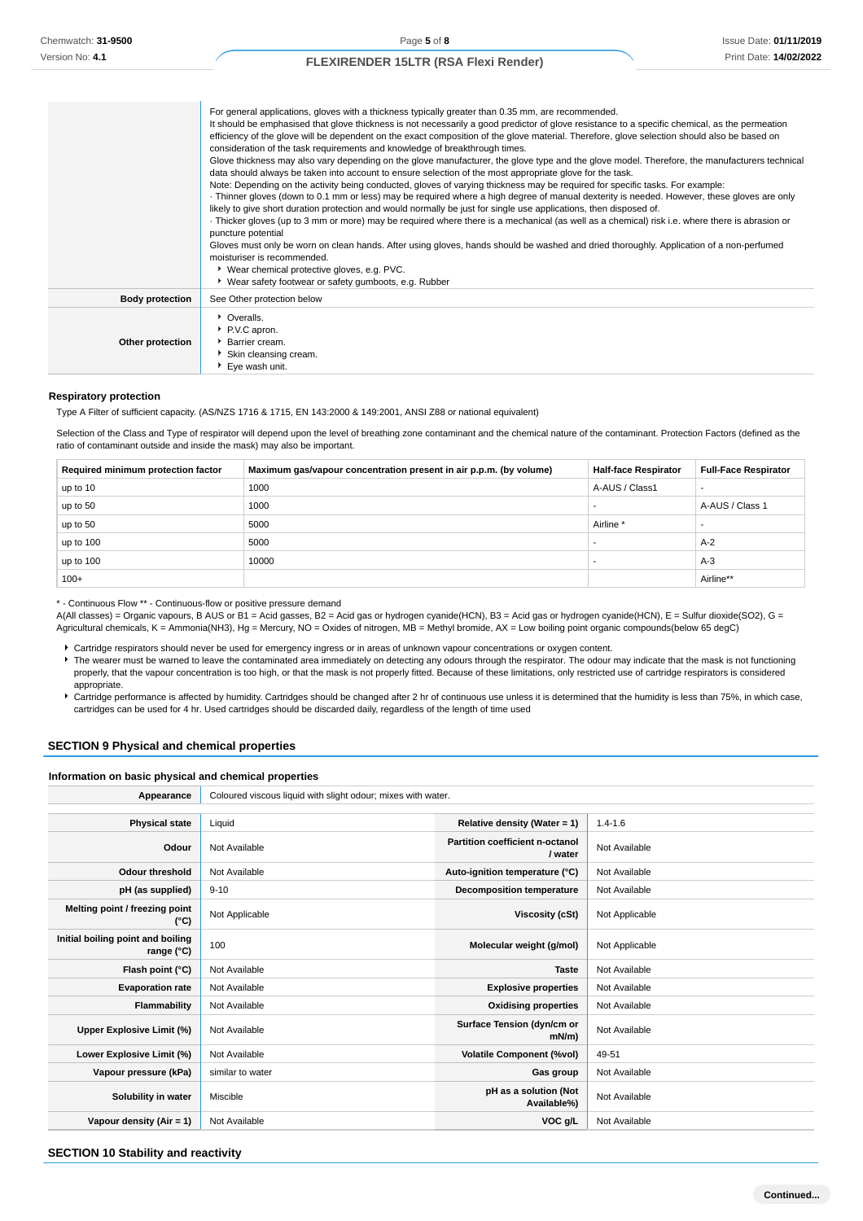| | |
|---|---|
| | For general applications, gloves with a thickness typically greater than 0.35 mm, are recommended.<br>It should be emphasised that glove thickness is not necessarily a good predictor of glove resistance to a specific chemical, as the permeation efficiency of the glove will be dependent on the exact composition of the glove material. Therefore, glove selection should also be based on consideration of the task requirements and knowledge of breakthrough times.<br>Glove thickness may also vary depending on the glove manufacturer, the glove type and the glove model. Therefore, the manufacturers technical data should always be taken into account to ensure selection of the most appropriate glove for the task.<br>Note: Depending on the activity being conducted, gloves of varying thickness may be required for specific tasks. For example:<br>· Thinner gloves (down to 0.1 mm or less) may be required where a high degree of manual dexterity is needed. However, these gloves are only likely to give short duration protection and would normally be just for single use applications, then disposed of.<br>· Thicker gloves (up to 3 mm or more) may be required where there is a mechanical (as well as a chemical) risk i.e. where there is abrasion or puncture potential<br>Gloves must only be worn on clean hands. After using gloves, hands should be washed and dried thoroughly. Application of a non-perfumed moisturiser is recommended.<br>▸ Wear chemical protective gloves, e.g. PVC.<br>▸ Wear safety footwear or safety gumboots, e.g. Rubber |
| **Body protection** | See Other protection below |
| **Other protection** | ▸ Overalls.<br>▸ P.V.C apron.<br>▸ Barrier cream.<br>▸ Skin cleansing cream.<br>▸ Eye wash unit. |

### Respiratory protection

Type A Filter of sufficient capacity. (AS/NZS 1716 & 1715, EN 143:2000 & 149:2001, ANSI Z88 or national equivalent)

Selection of the Class and Type of respirator will depend upon the level of breathing zone contaminant and the chemical nature of the contaminant. Protection Factors (defined as the ratio of contaminant outside and inside the mask) may also be important.

| Required minimum protection factor | Maximum gas/vapour concentration present in air p.p.m. (by volume) | Half-face Respirator | Full-Face Respirator |
|---|---|---|---|
| up to 10 | 1000 | A-AUS / Class1 | - |
| up to 50 | 1000 | - | A-AUS / Class 1 |
| up to 50 | 5000 | Airline * | - |
| up to 100 | 5000 | - | A-2 |
| up to 100 | 10000 | - | A-3 |
| 100+ | | | Airline** |

* - Continuous Flow ** - Continuous-flow or positive pressure demand
A(All classes) = Organic vapours, B AUS or B1 = Acid gasses, B2 = Acid gas or hydrogen cyanide(HCN), B3 = Acid gas or hydrogen cyanide(HCN), E = Sulfur dioxide($SO_2$), G = Agricultural chemicals, K = Ammonia($NH_3$), Hg = Mercury, NO = Oxides of nitrogen, MB = Methyl bromide, AX = Low boiling point organic compounds(below 65 degC)

- Cartridge respirators should never be used for emergency ingress or in areas of unknown vapour concentrations or oxygen content.
- The wearer must be warned to leave the contaminated area immediately on detecting any odours through the respirator. The odour may indicate that the mask is not functioning properly, that the vapour concentration is too high, or that the mask is not properly fitted. Because of these limitations, only restricted use of cartridge respirators is considered appropriate.
- Cartridge performance is affected by humidity. Cartridges should be changed after 2 hr of continuous use unless it is determined that the humidity is less than 75%, in which case, cartridges can be used for 4 hr. Used cartridges should be discarded daily, regardless of the length of time used

## SECTION 9 Physical and chemical properties

### Information on basic physical and chemical properties

| | | | |
|---|---|---|---|
| **Appearance** | Coloured viscous liquid with slight odour; mixes with water. | | |
| **Physical state** | Liquid | **Relative density (Water = 1)** | 1.4-1.6 |
| **Odour** | Not Available | **Partition coefficient n-octanol / water** | Not Available |
| **Odour threshold** | Not Available | **Auto-ignition temperature (°C)** | Not Available |
| **pH (as supplied)** | 9-10 | **Decomposition temperature** | Not Available |
| **Melting point / freezing point (°C)** | Not Applicable | **Viscosity (cSt)** | Not Applicable |
| **Initial boiling point and boiling range (°C)** | 100 | **Molecular weight (g/mol)** | Not Applicable |
| **Flash point (°C)** | Not Available | **Taste** | Not Available |
| **Evaporation rate** | Not Available | **Explosive properties** | Not Available |
| **Flammability** | Not Available | **Oxidising properties** | Not Available |
| **Upper Explosive Limit (%)** | Not Available | **Surface Tension (dyn/cm or mN/m)** | Not Available |
| **Lower Explosive Limit (%)** | Not Available | **Volatile Component (%vol)** | 49-51 |
| **Vapour pressure (kPa)** | similar to water | **Gas group** | Not Available |
| **Solubility in water** | Miscible | **pH as a solution (Not Available%)** | Not Available |
| **Vapour density (Air = 1)** | Not Available | **VOC g/L** | Not Available |

## SECTION 10 Stability and reactivity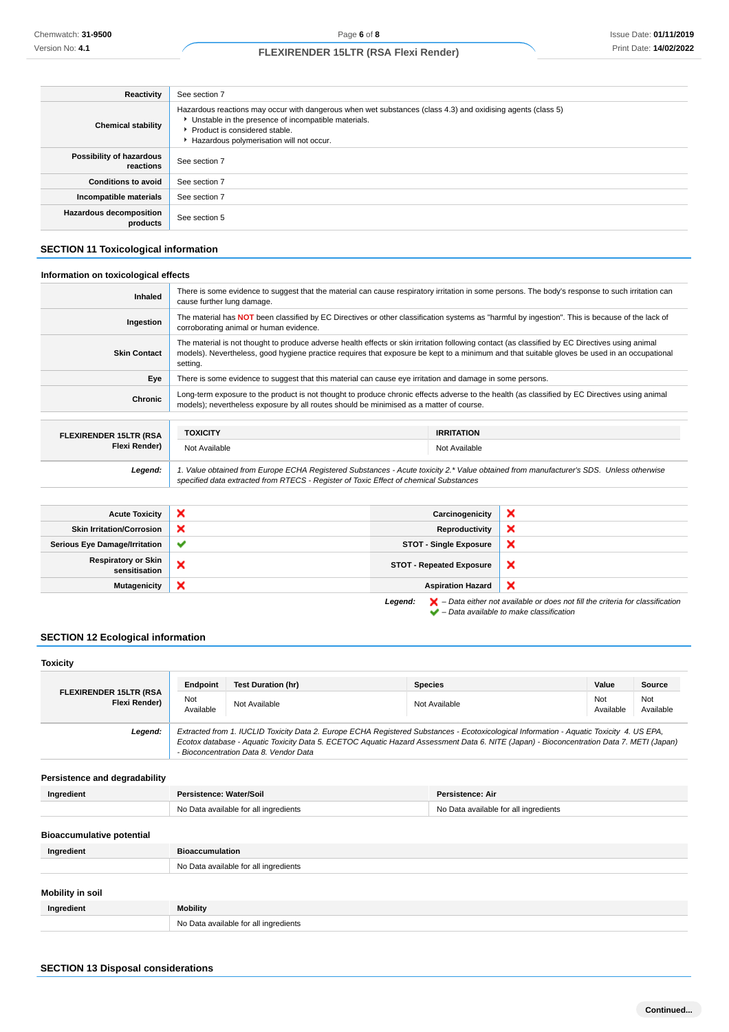| | |
|---|---|
| **Reactivity** | See section 7 |
| **Chemical stability** | Hazardous reactions may occur with dangerous when wet substances (class 4.3) and oxidising agents (class 5)<br>‣ Unstable in the presence of incompatible materials.<br>‣ Product is considered stable.<br>‣ Hazardous polymerisation will not occur. |
| **Possibility of hazardous reactions** | See section 7 |
| **Conditions to avoid** | See section 7 |
| **Incompatible materials** | See section 7 |
| **Hazardous decomposition products** | See section 5 |

## SECTION 11 Toxicological information

### Information on toxicological effects

| | |
|---|---|
| **Inhaled** | There is some evidence to suggest that the material can cause respiratory irritation in some persons. The body's response to such irritation can cause further lung damage. |
| **Ingestion** | The material has **NOT** been classified by EC Directives or other classification systems as "harmful by ingestion". This is because of the lack of corroborating animal or human evidence. |
| **Skin Contact** | The material is not thought to produce adverse health effects or skin irritation following contact (as classified by EC Directives using animal models). Nevertheless, good hygiene practice requires that exposure be kept to a minimum and that suitable gloves be used in an occupational setting. |
| **Eye** | There is some evidence to suggest that this material can cause eye irritation and damage in some persons. |
| **Chronic** | Long-term exposure to the product is not thought to produce chronic effects adverse to the health (as classified by EC Directives using animal models); nevertheless exposure by all routes should be minimised as a matter of course. |

| | TOXICITY | IRRITATION |
|---|---|---|
| **FLEXIRENDER 15LTR (RSA Flexi Render)** | Not Available | Not Available |
| ***Legend:*** | *1. Value obtained from Europe ECHA Registered Substances - Acute toxicity 2.* Value obtained from manufacturer's SDS. Unless otherwise specified data extracted from RTECS - Register of Toxic Effect of chemical Substances* | |

| | | | |
|---|---|---|---|
| **Acute Toxicity** | ✘ | **Carcinogenicity** | ✘ |
| **Skin Irritation/Corrosion** | ✘ | **Reproductivity** | ✘ |
| **Serious Eye Damage/Irritation** | ✔ | **STOT - Single Exposure** | ✘ |
| **Respiratory or Skin sensitisation** | ✘ | **STOT - Repeated Exposure** | ✘ |
| **Mutagenicity** | ✘ | **Aspiration Hazard** | ✘ |

***Legend:*** ✘ *– Data either not available or does not fill the criteria for classification*
✔ *– Data available to make classification*

## SECTION 12 Ecological information

### Toxicity

| | Endpoint | Test Duration (hr) | Species | Value | Source |
|---|---|---|---|---|---|
| **FLEXIRENDER 15LTR (RSA Flexi Render)** | Not Available | Not Available | Not Available | Not Available | Not Available |
| ***Legend:*** | *Extracted from 1. IUCLID Toxicity Data 2. Europe ECHA Registered Substances - Ecotoxicological Information - Aquatic Toxicity 4. US EPA, Ecotox database - Aquatic Toxicity Data 5. ECETOC Aquatic Hazard Assessment Data 6. NITE (Japan) - Bioconcentration Data 7. METI (Japan) - Bioconcentration Data 8. Vendor Data* | | | | |

### Persistence and degradability

| Ingredient | Persistence: Water/Soil | Persistence: Air |
|---|---|---|
| | No Data available for all ingredients | No Data available for all ingredients |

### Bioaccumulative potential

| Ingredient | Bioaccumulation |
|---|---|
| | No Data available for all ingredients |

### Mobility in soil

| Ingredient | Mobility |
|---|---|
| | No Data available for all ingredients |

## SECTION 13 Disposal considerations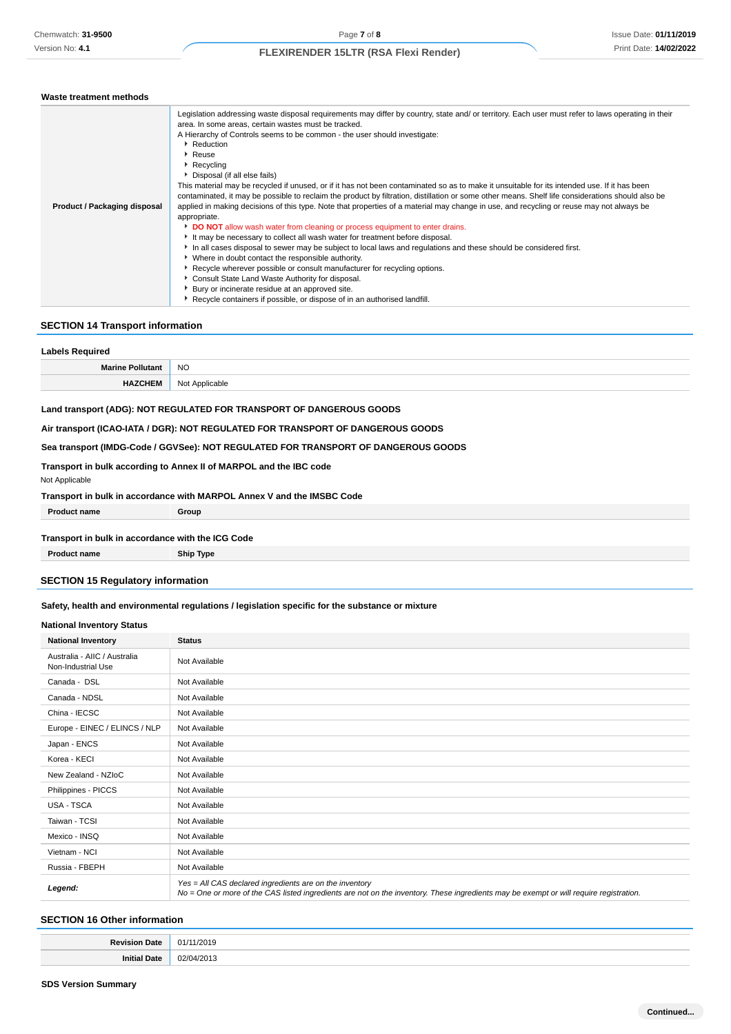### Waste treatment methods

| | |
|---|---|
| **Product / Packaging disposal** | Legislation addressing waste disposal requirements may differ by country, state and/ or territory. Each user must refer to laws operating in their area. In some areas, certain wastes must be tracked.<br>A Hierarchy of Controls seems to be common - the user should investigate:<br>▸ Reduction<br>▸ Reuse<br>▸ Recycling<br>▸ Disposal (if all else fails)<br>This material may be recycled if unused, or if it has not been contaminated so as to make it unsuitable for its intended use. If it has been contaminated, it may be possible to reclaim the product by filtration, distillation or some other means. Shelf life considerations should also be applied in making decisions of this type. Note that properties of a material may change in use, and recycling or reuse may not always be appropriate.<br>▸ **DO NOT** allow wash water from cleaning or process equipment to enter drains.<br>▸ It may be necessary to collect all wash water for treatment before disposal.<br>▸ In all cases disposal to sewer may be subject to local laws and regulations and these should be considered first.<br>▸ Where in doubt contact the responsible authority.<br>▸ Recycle wherever possible or consult manufacturer for recycling options.<br>▸ Consult State Land Waste Authority for disposal.<br>▸ Bury or incinerate residue at an approved site.<br>▸ Recycle containers if possible, or dispose of in an authorised landfill. |

## SECTION 14 Transport information

### Labels Required

| | |
|---|---|
| **Marine Pollutant** | NO |
| **HAZCHEM** | Not Applicable |

**Land transport (ADG): NOT REGULATED FOR TRANSPORT OF DANGEROUS GOODS**

**Air transport (ICAO-IATA / DGR): NOT REGULATED FOR TRANSPORT OF DANGEROUS GOODS**

**Sea transport (IMDG-Code / GGVSee): NOT REGULATED FOR TRANSPORT OF DANGEROUS GOODS**

**Transport in bulk according to Annex II of MARPOL and the IBC code**

Not Applicable

**Transport in bulk in accordance with MARPOL Annex V and the IMSBC Code**

| Product name | Group |
|---|---|

**Transport in bulk in accordance with the ICG Code**

| Product name | Ship Type |
|---|---|

## SECTION 15 Regulatory information

**Safety, health and environmental regulations / legislation specific for the substance or mixture**

### National Inventory Status

| National Inventory | Status |
|---|---|
| Australia - AIIC / Australia Non-Industrial Use | Not Available |
| Canada - DSL | Not Available |
| Canada - NDSL | Not Available |
| China - IECSC | Not Available |
| Europe - EINEC / ELINCS / NLP | Not Available |
| Japan - ENCS | Not Available |
| Korea - KECI | Not Available |
| New Zealand - NZIoC | Not Available |
| Philippines - PICCS | Not Available |
| USA - TSCA | Not Available |
| Taiwan - TCSI | Not Available |
| Mexico - INSQ | Not Available |
| Vietnam - NCI | Not Available |
| Russia - FBEPH | Not Available |
| ***Legend:*** | *Yes = All CAS declared ingredients are on the inventory*<br>*No = One or more of the CAS listed ingredients are not on the inventory. These ingredients may be exempt or will require registration.* |

## SECTION 16 Other information

| | |
|---|---|
| **Revision Date** | 01/11/2019 |
| **Initial Date** | 02/04/2013 |

### SDS Version Summary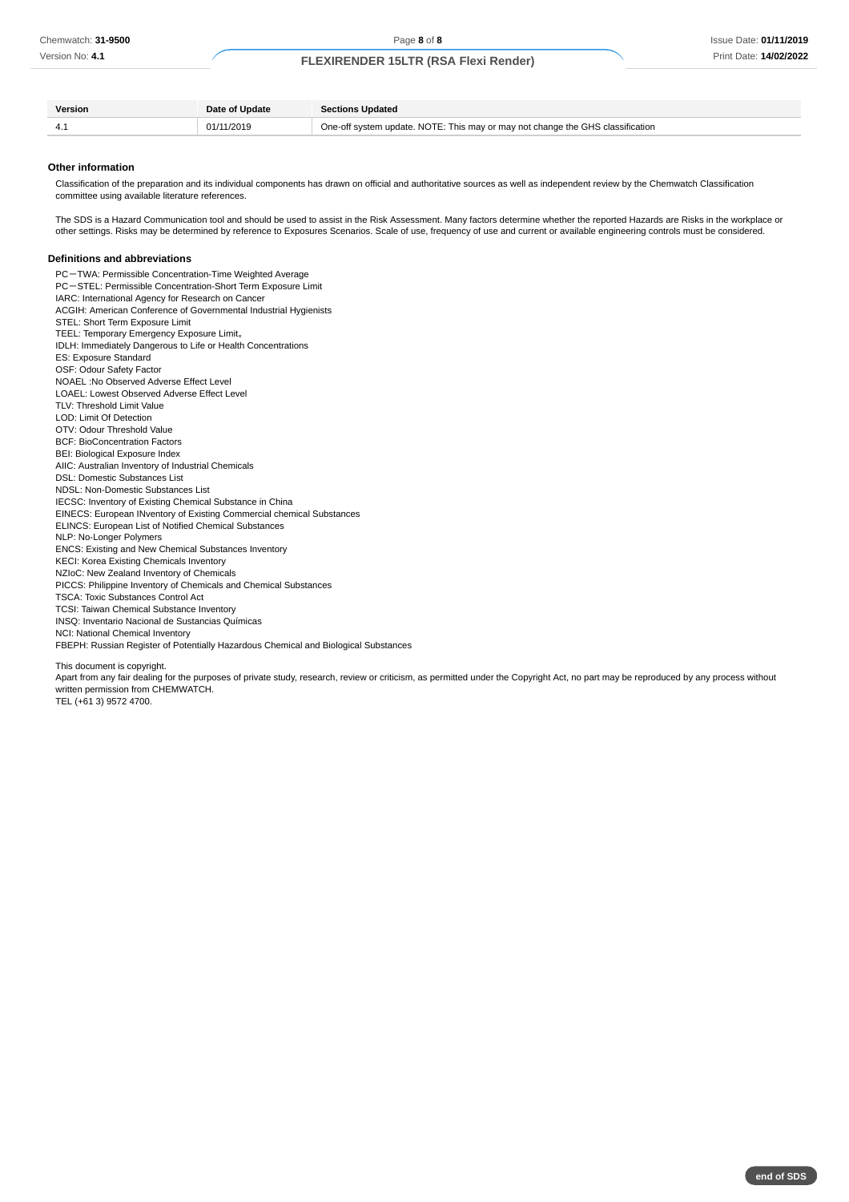| Version | Date of Update | Sections Updated |
| --- | --- | --- |
| 4.1 | 01/11/2019 | One-off system update. NOTE: This may or may not change the GHS classification |

### Other information

Classification of the preparation and its individual components has drawn on official and authoritative sources as well as independent review by the Chemwatch Classification committee using available literature references.

The SDS is a Hazard Communication tool and should be used to assist in the Risk Assessment. Many factors determine whether the reported Hazards are Risks in the workplace or other settings. Risks may be determined by reference to Exposures Scenarios. Scale of use, frequency of use and current or available engineering controls must be considered.

### Definitions and abbreviations

PC－TWA: Permissible Concentration-Time Weighted Average
PC－STEL: Permissible Concentration-Short Term Exposure Limit
IARC: International Agency for Research on Cancer
ACGIH: American Conference of Governmental Industrial Hygienists
STEL: Short Term Exposure Limit
TEEL: Temporary Emergency Exposure Limit。
IDLH: Immediately Dangerous to Life or Health Concentrations
ES: Exposure Standard
OSF: Odour Safety Factor
NOAEL :No Observed Adverse Effect Level
LOAEL: Lowest Observed Adverse Effect Level
TLV: Threshold Limit Value
LOD: Limit Of Detection
OTV: Odour Threshold Value
BCF: BioConcentration Factors
BEI: Biological Exposure Index
AIIC: Australian Inventory of Industrial Chemicals
DSL: Domestic Substances List
NDSL: Non-Domestic Substances List
IECSC: Inventory of Existing Chemical Substance in China
EINECS: European INventory of Existing Commercial chemical Substances
ELINCS: European List of Notified Chemical Substances
NLP: No-Longer Polymers
ENCS: Existing and New Chemical Substances Inventory
KECI: Korea Existing Chemicals Inventory
NZIoC: New Zealand Inventory of Chemicals
PICCS: Philippine Inventory of Chemicals and Chemical Substances
TSCA: Toxic Substances Control Act
TCSI: Taiwan Chemical Substance Inventory
INSQ: Inventario Nacional de Sustancias Químicas
NCI: National Chemical Inventory
FBEPH: Russian Register of Potentially Hazardous Chemical and Biological Substances

This document is copyright.
Apart from any fair dealing for the purposes of private study, research, review or criticism, as permitted under the Copyright Act, no part may be reproduced by any process without written permission from CHEMWATCH.
TEL (+61 3) 9572 4700.

end of SDS